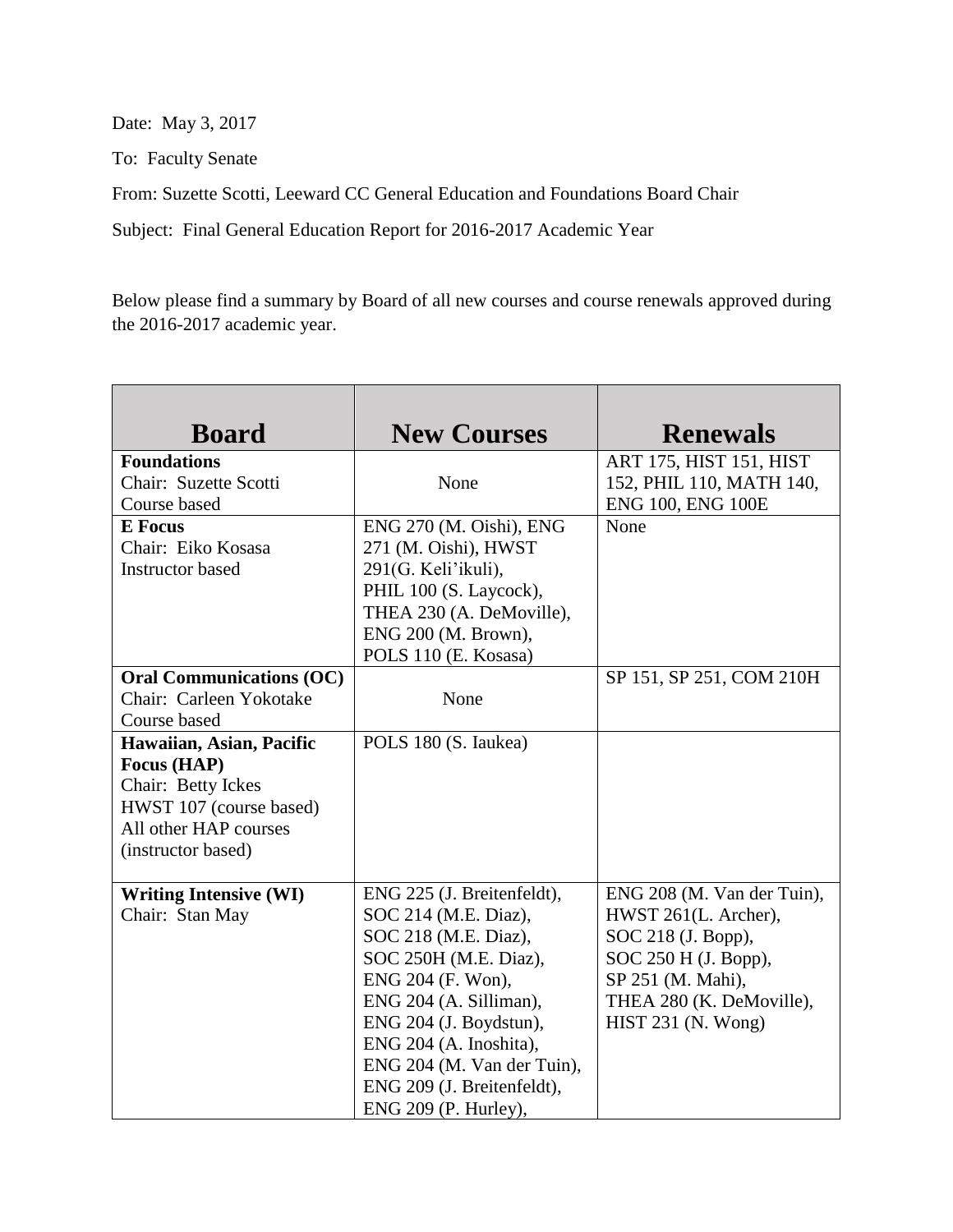Date: May 3, 2017

To: Faculty Senate

From: Suzette Scotti, Leeward CC General Education and Foundations Board Chair

Subject: Final General Education Report for 2016-2017 Academic Year

Below please find a summary by Board of all new courses and course renewals approved during the 2016-2017 academic year.

| Board | New Courses | Renewals |
|---|---|---|
| **Foundations**<br>Chair: Suzette Scotti<br>Course based | None | ART 175, HIST 151, HIST 152, PHIL 110, MATH 140, ENG 100, ENG 100E |
| **E Focus**<br>Chair: Eiko Kosasa<br>Instructor based | ENG 270 (M. Oishi), ENG 271 (M. Oishi), HWST 291(G. Keli'ikuli), PHIL 100 (S. Laycock), THEA 230 (A. DeMoville), ENG 200 (M. Brown), POLS 110 (E. Kosasa) | None |
| **Oral Communications (OC)**<br>Chair: Carleen Yokotake<br>Course based | None | SP 151, SP 251, COM 210H |
| **Hawaiian, Asian, Pacific Focus (HAP)**<br>Chair: Betty Ickes<br>HWST 107 (course based)<br>All other HAP courses (instructor based) | POLS 180 (S. Iaukea) | |
| **Writing Intensive (WI)**<br>Chair: Stan May | ENG 225 (J. Breitenfeldt), SOC 214 (M.E. Diaz), SOC 218 (M.E. Diaz), SOC 250H (M.E. Diaz), ENG 204 (F. Won), ENG 204 (A. Silliman), ENG 204 (J. Boydstun), ENG 204 (A. Inoshita), ENG 204 (M. Van der Tuin), ENG 209 (J. Breitenfeldt), ENG 209 (P. Hurley), | ENG 208 (M. Van der Tuin), HWST 261(L. Archer), SOC 218 (J. Bopp), SOC 250 H (J. Bopp), SP 251 (M. Mahi), THEA 280 (K. DeMoville), HIST 231 (N. Wong) |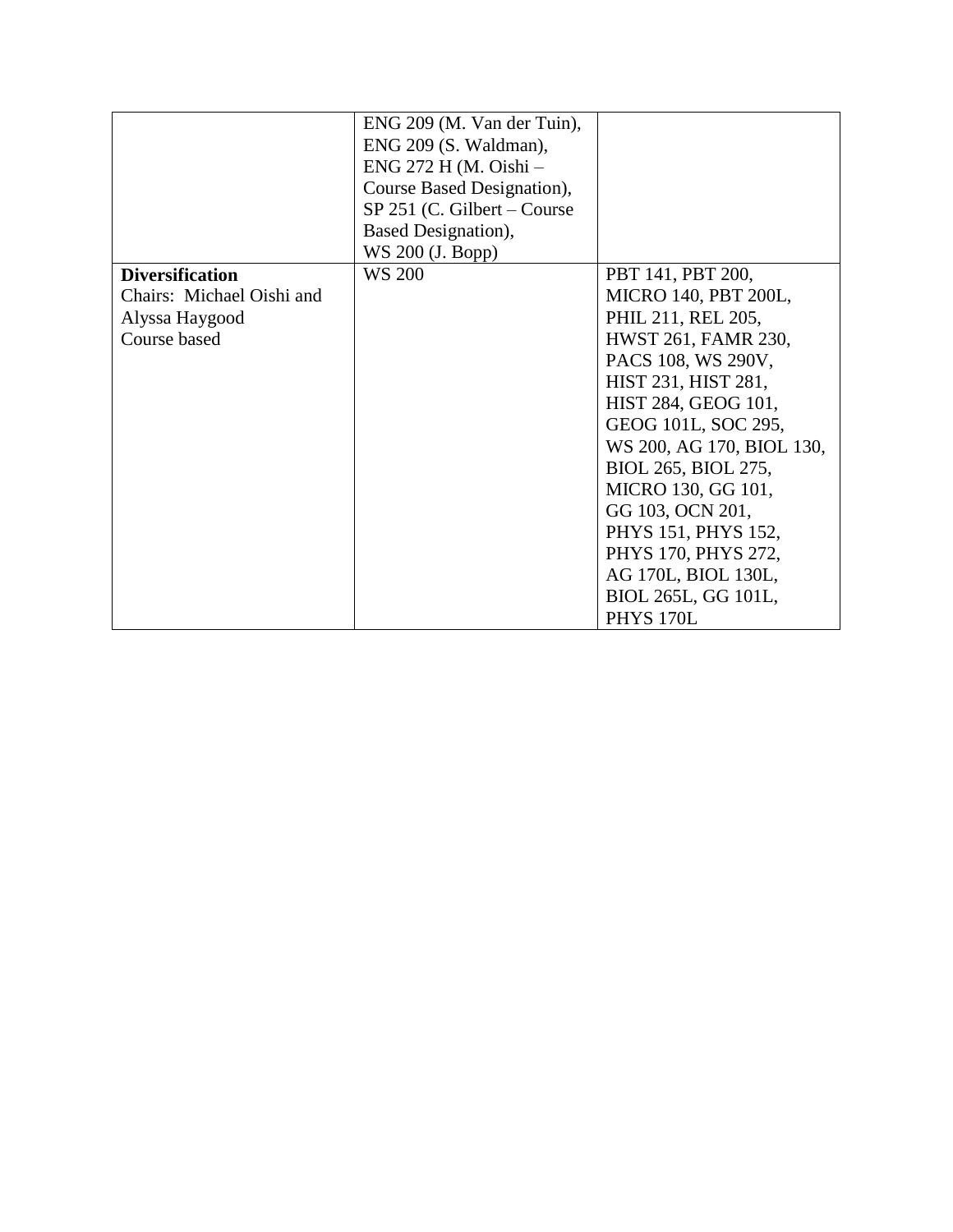| | | |
|---|---|---|
| | ENG 209 (M. Van der Tuin),<br>ENG 209 (S. Waldman),<br>ENG 272 H (M. Oishi – Course Based Designation),<br>SP 251 (C. Gilbert – Course Based Designation),<br>WS 200 (J. Bopp) | |
| **Diversification**<br>Chairs: Michael Oishi and Alyssa Haygood<br>Course based | WS 200 | PBT 141, PBT 200, MICRO 140, PBT 200L, PHIL 211, REL 205, HWST 261, FAMR 230, PACS 108, WS 290V, HIST 231, HIST 281, HIST 284, GEOG 101, GEOG 101L, SOC 295, WS 200, AG 170, BIOL 130, BIOL 265, BIOL 275, MICRO 130, GG 101, GG 103, OCN 201, PHYS 151, PHYS 152, PHYS 170, PHYS 272, AG 170L, BIOL 130L, BIOL 265L, GG 101L, PHYS 170L |